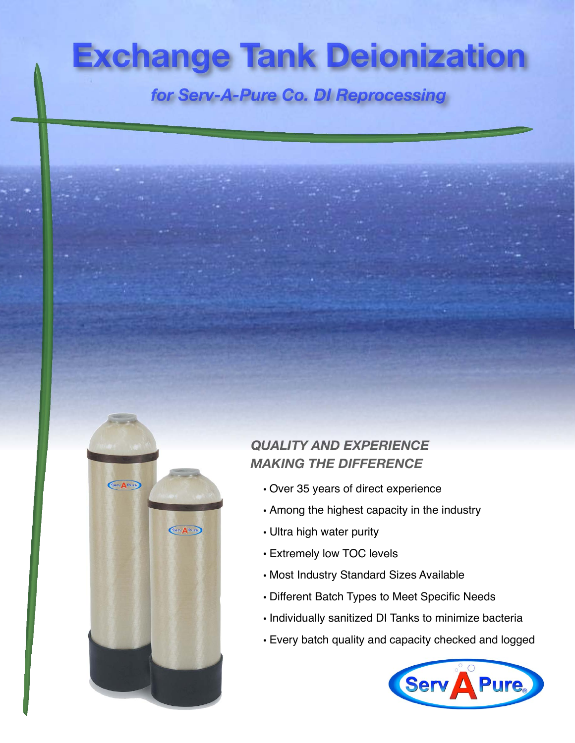# Exchange Tank Deionization

## *for Serv-A-Pure Co. DI Reprocessing*

### *QUALITY AND EXPERIENCE MAKING THE DIFFERENCE*

- Over 35 years of direct experience
- Among the highest capacity in the industry
- Ultra high water purity
- Extremely low TOC levels
- Most Industry Standard Sizes Available
- Different Batch Types to Meet Specific Needs
- Individually sanitized DI Tanks to minimize bacteria
- Every batch quality and capacity checked and logged

Serv A Pure®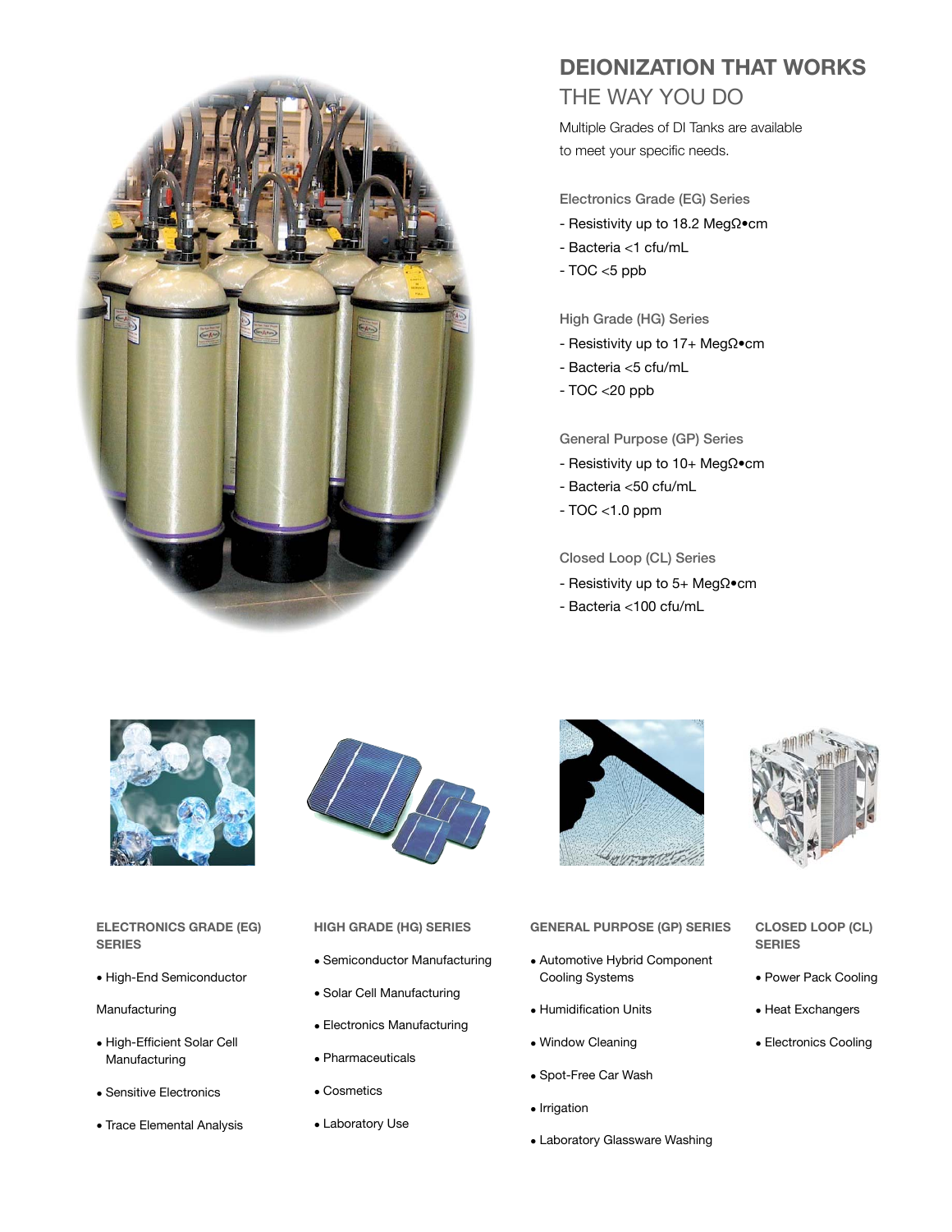# DEIONIZATION THAT WORKS

## THE WAY YOU DO

Multiple Grades of DI Tanks are available to meet your specific needs.

### Electronics Grade (EG) Series

- Resistivity up to 18.2 MegΩ•cm
- Bacteria <1 cfu/mL
- TOC <5 ppb

### High Grade (HG) Series

- Resistivity up to 17+ MegΩ•cm
- Bacteria <5 cfu/mL
- TOC <20 ppb

### General Purpose (GP) Series

- Resistivity up to 10+ MegΩ•cm
- Bacteria <50 cfu/mL
- TOC <1.0 ppm

### Closed Loop (CL) Series

- Resistivity up to 5+ MegΩ•cm
- Bacteria <100 cfu/mL

### ELECTRONICS GRADE (EG) SERIES

- High-End Semiconductor Manufacturing
- High-Efficient Solar Cell Manufacturing
- Sensitive Electronics
- Trace Elemental Analysis

### HIGH GRADE (HG) SERIES

- Semiconductor Manufacturing
- Solar Cell Manufacturing
- Electronics Manufacturing
- Pharmaceuticals
- Cosmetics
- Laboratory Use

### GENERAL PURPOSE (GP) SERIES

- Automotive Hybrid Component Cooling Systems
- Humidification Units
- Window Cleaning
- Spot-Free Car Wash
- Irrigation
- Laboratory Glassware Washing

### CLOSED LOOP (CL) SERIES

- Power Pack Cooling
- Heat Exchangers
- Electronics Cooling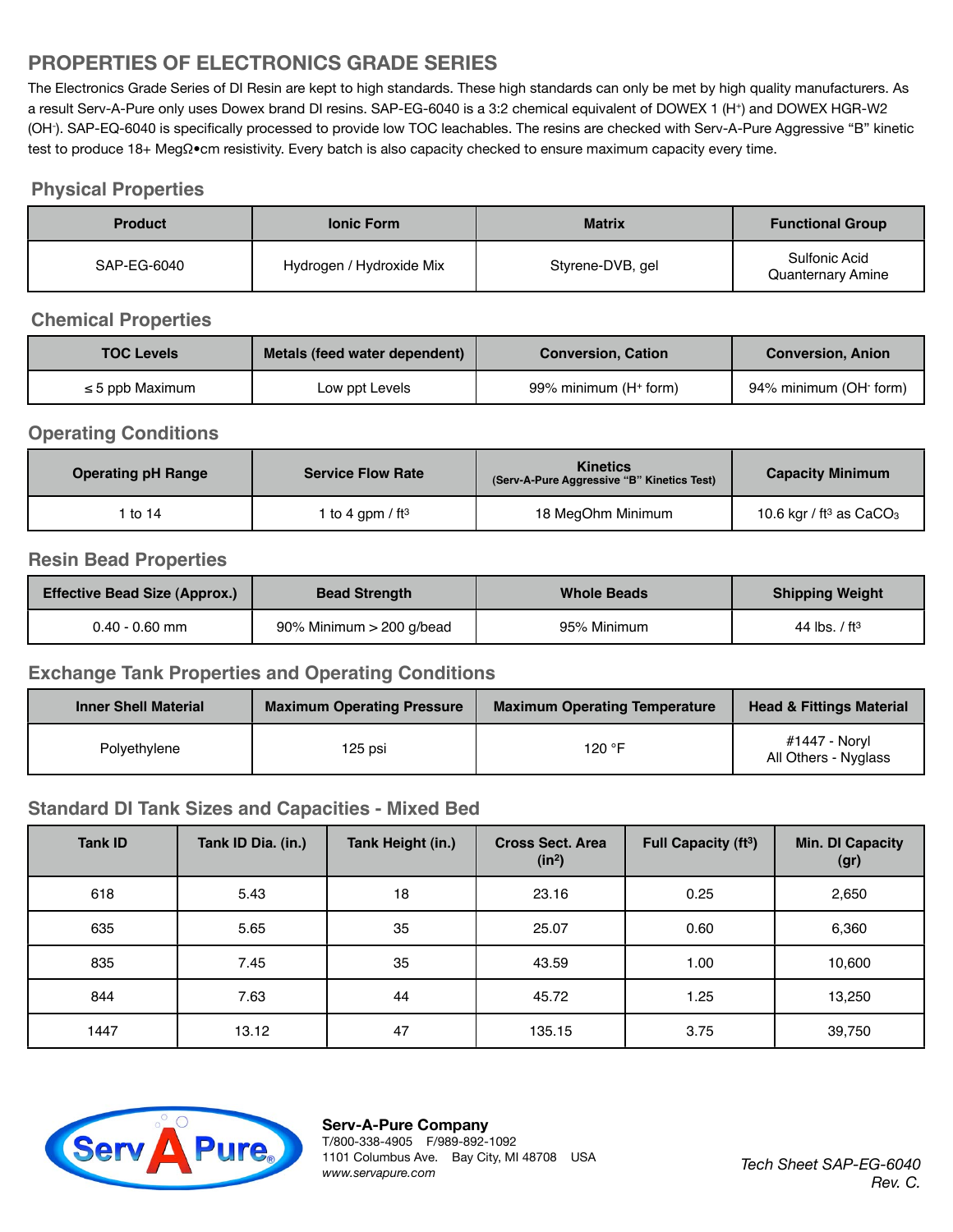## PROPERTIES OF ELECTRONICS GRADE SERIES

The Electronics Grade Series of DI Resin are kept to high standards. These high standards can only be met by high quality manufacturers. As a result Serv-A-Pure only uses Dowex brand DI resins. SAP-EG-6040 is a 3:2 chemical equivalent of DOWEX 1 ($H^+$) and DOWEX HGR-W2 ($OH^-$). SAP-EQ-6040 is specifically processed to provide low TOC leachables. The resins are checked with Serv-A-Pure Aggressive "B" kinetic test to produce 18+ MegΩ•cm resistivity. Every batch is also capacity checked to ensure maximum capacity every time.

### Physical Properties

| Product | Ionic Form | Matrix | Functional Group |
|---|---|---|---|
| SAP-EG-6040 | Hydrogen / Hydroxide Mix | Styrene-DVB, gel | Sulfonic Acid<br>Quanternary Amine |

### Chemical Properties

| TOC Levels | Metals (feed water dependent) | Conversion, Cation | Conversion, Anion |
|---|---|---|---|
| ≤ 5 ppb Maximum | Low ppt Levels | 99% minimum ($H^+$ form) | 94% minimum ($OH^-$ form) |

### Operating Conditions

| Operating pH Range | Service Flow Rate | Kinetics (Serv-A-Pure Aggressive "B" Kinetics Test) | Capacity Minimum |
|---|---|---|---|
| 1 to 14 | 1 to 4 gpm / $ft^3$ | 18 MegOhm Minimum | 10.6 kgr / $ft^3$ as $CaCO_3$ |

### Resin Bead Properties

| Effective Bead Size (Approx.) | Bead Strength | Whole Beads | Shipping Weight |
|---|---|---|---|
| 0.40 - 0.60 mm | 90% Minimum > 200 g/bead | 95% Minimum | 44 lbs. / $ft^3$ |

### Exchange Tank Properties and Operating Conditions

| Inner Shell Material | Maximum Operating Pressure | Maximum Operating Temperature | Head & Fittings Material |
|---|---|---|---|
| Polyethylene | 125 psi | 120 °F | #1447 - Noryl<br>All Others - Nyglass |

### Standard DI Tank Sizes and Capacities - Mixed Bed

| Tank ID | Tank ID Dia. (in.) | Tank Height (in.) | Cross Sect. Area ($in^2$) | Full Capacity ($ft^3$) | Min. DI Capacity (gr) |
|---|---|---|---|---|---|
| 618 | 5.43 | 18 | 23.16 | 0.25 | 2,650 |
| 635 | 5.65 | 35 | 25.07 | 0.60 | 6,360 |
| 835 | 7.45 | 35 | 43.59 | 1.00 | 10,600 |
| 844 | 7.63 | 44 | 45.72 | 1.25 | 13,250 |
| 1447 | 13.12 | 47 | 135.15 | 3.75 | 39,750 |

**Serv-A-Pure Company**
T/800-338-4905 F/989-892-1092
1101 Columbus Ave. Bay City, MI 48708 USA
*www.servapure.com*

*Tech Sheet SAP-EG-6040*
*Rev. C.*